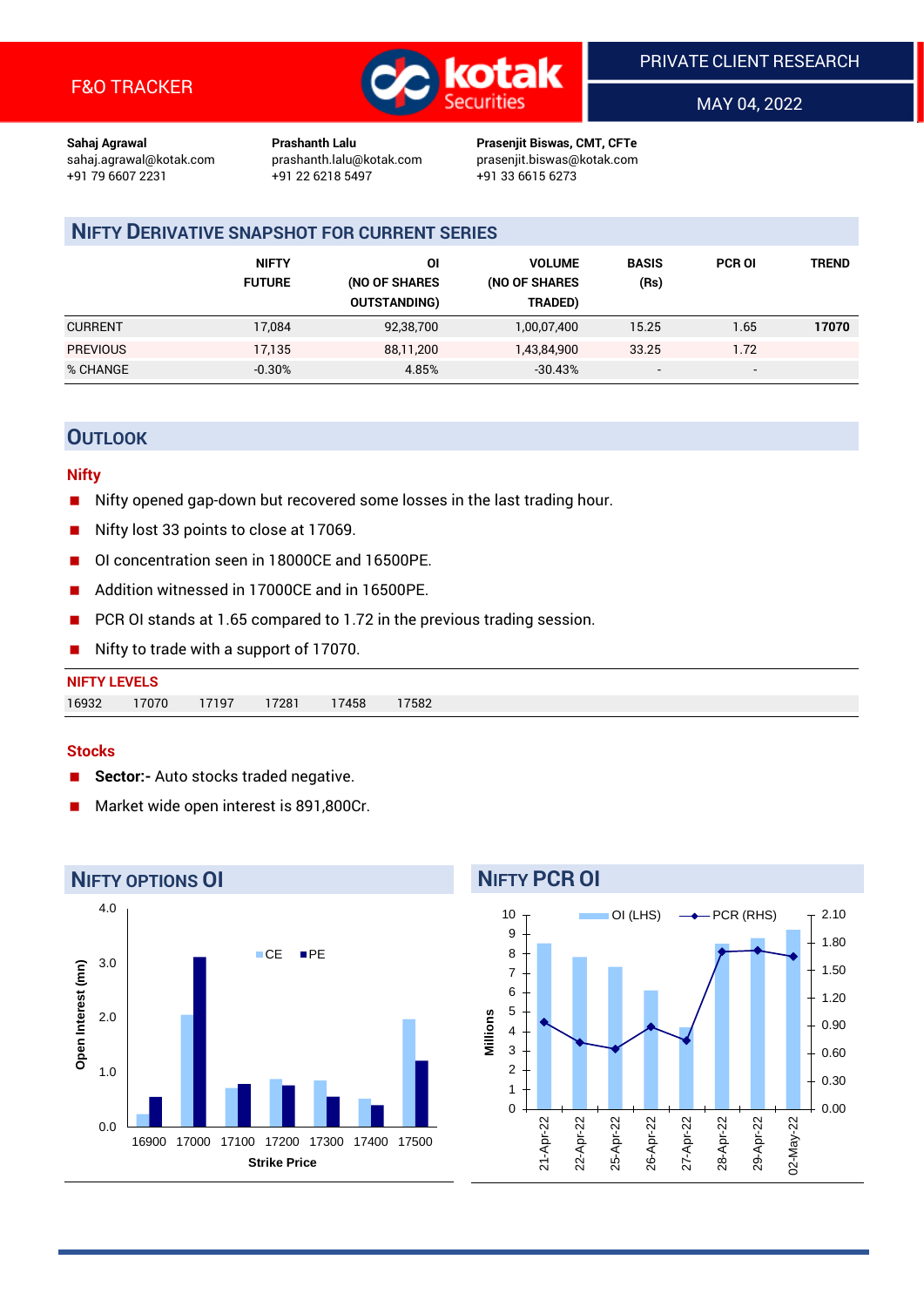F&O TRACKER

PRIVATE CLIENT RESEARCH

MAY 04, 2022

**Sahaj Agrawal**
sahaj.agrawal@kotak.com
+91 79 6607 2231

**Prashanth Lalu**
prashanth.lalu@kotak.com
+91 22 6218 5497

**Prasenjit Biswas, CMT, CFTe**
prasenjit.biswas@kotak.com
+91 33 6615 6273

## NIFTY DERIVATIVE SNAPSHOT FOR CURRENT SERIES

| | NIFTY FUTURE | OI (NO OF SHARES OUTSTANDING) | VOLUME (NO OF SHARES TRADED) | BASIS (Rs) | PCR OI | TREND |
|---|---|---|---|---|---|---|
| CURRENT | 17,084 | 92,38,700 | 1,00,07,400 | 15.25 | 1.65 | **17070** |
| PREVIOUS | 17,135 | 88,11,200 | 1,43,84,900 | 33.25 | 1.72 | |
| % CHANGE | -0.30% | 4.85% | -30.43% | - | - | |

## OUTLOOK

### Nifty

- Nifty opened gap-down but recovered some losses in the last trading hour.
- Nifty lost 33 points to close at 17069.
- OI concentration seen in 18000CE and 16500PE.
- Addition witnessed in 17000CE and in 16500PE.
- PCR OI stands at 1.65 compared to 1.72 in the previous trading session.
- Nifty to trade with a support of 17070.

**NIFTY LEVELS**

| 16932 | 17070 | 17197 | 17281 | 17458 | 17582 |
|---|---|---|---|---|---|

### Stocks

- **Sector:-** Auto stocks traded negative.
- Market wide open interest is 891,800Cr.

## NIFTY OPTIONS OI

## NIFTY PCR OI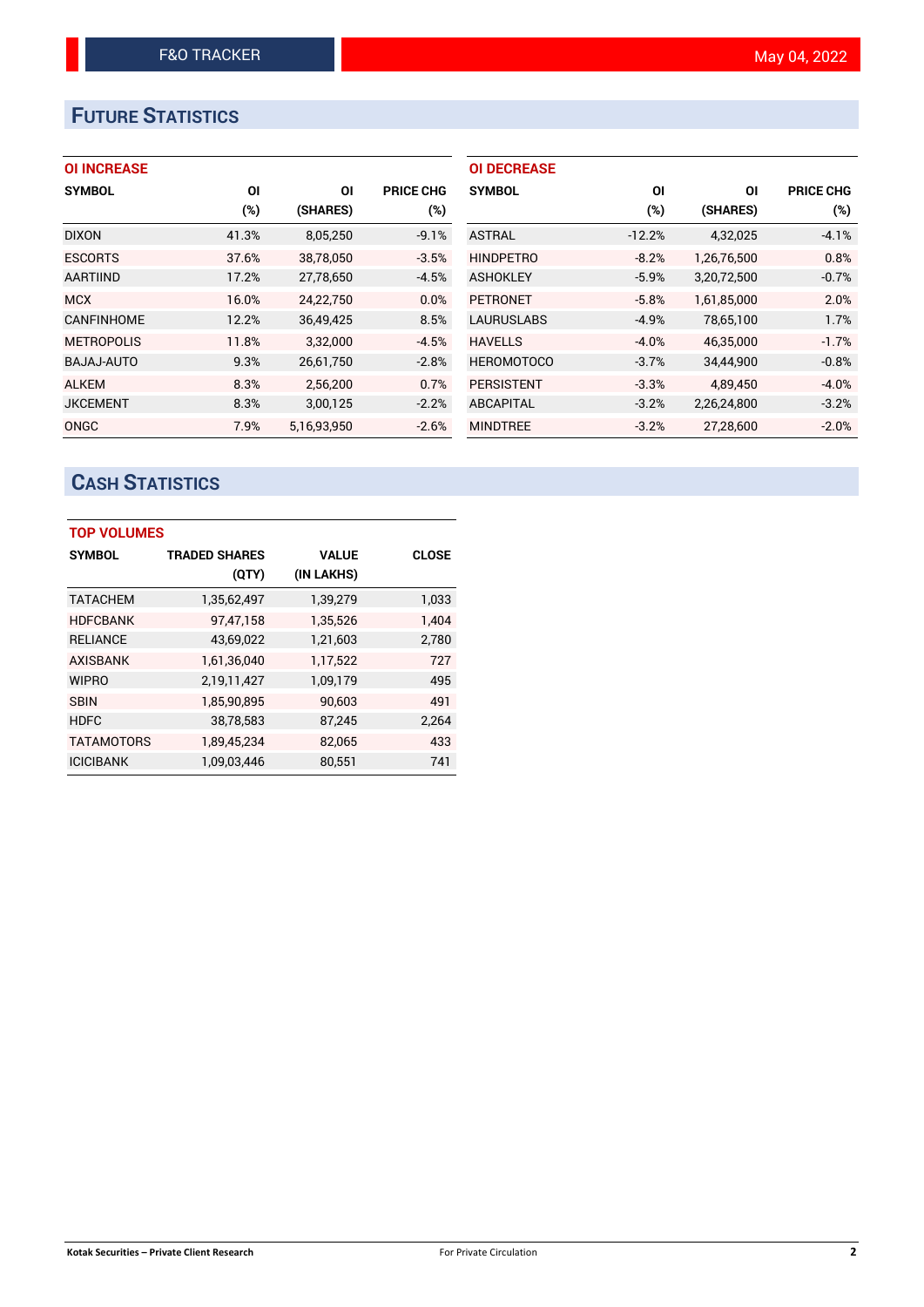# FUTURE STATISTICS

### OI INCREASE

| SYMBOL | OI (%) | OI (SHARES) | PRICE CHG (%) |
|---|---|---|---|
| DIXON | 41.3% | 8,05,250 | -9.1% |
| ESCORTS | 37.6% | 38,78,050 | -3.5% |
| AARTIIND | 17.2% | 27,78,650 | -4.5% |
| MCX | 16.0% | 24,22,750 | 0.0% |
| CANFINHOME | 12.2% | 36,49,425 | 8.5% |
| METROPOLIS | 11.8% | 3,32,000 | -4.5% |
| BAJAJ-AUTO | 9.3% | 26,61,750 | -2.8% |
| ALKEM | 8.3% | 2,56,200 | 0.7% |
| JKCEMENT | 8.3% | 3,00,125 | -2.2% |
| ONGC | 7.9% | 5,16,93,950 | -2.6% |

### OI DECREASE

| SYMBOL | OI (%) | OI (SHARES) | PRICE CHG (%) |
|---|---|---|---|
| ASTRAL | -12.2% | 4,32,025 | -4.1% |
| HINDPETRO | -8.2% | 1,26,76,500 | 0.8% |
| ASHOKLEY | -5.9% | 3,20,72,500 | -0.7% |
| PETRONET | -5.8% | 1,61,85,000 | 2.0% |
| LAURUSLABS | -4.9% | 78,65,100 | 1.7% |
| HAVELLS | -4.0% | 46,35,000 | -1.7% |
| HEROMOTOCO | -3.7% | 34,44,900 | -0.8% |
| PERSISTENT | -3.3% | 4,89,450 | -4.0% |
| ABCAPITAL | -3.2% | 2,26,24,800 | -3.2% |
| MINDTREE | -3.2% | 27,28,600 | -2.0% |

# CASH STATISTICS

### TOP VOLUMES

| SYMBOL | TRADED SHARES (QTY) | VALUE (IN LAKHS) | CLOSE |
|---|---|---|---|
| TATACHEM | 1,35,62,497 | 1,39,279 | 1,033 |
| HDFCBANK | 97,47,158 | 1,35,526 | 1,404 |
| RELIANCE | 43,69,022 | 1,21,603 | 2,780 |
| AXISBANK | 1,61,36,040 | 1,17,522 | 727 |
| WIPRO | 2,19,11,427 | 1,09,179 | 495 |
| SBIN | 1,85,90,895 | 90,603 | 491 |
| HDFC | 38,78,583 | 87,245 | 2,264 |
| TATAMOTORS | 1,89,45,234 | 82,065 | 433 |
| ICICIBANK | 1,09,03,446 | 80,551 | 741 |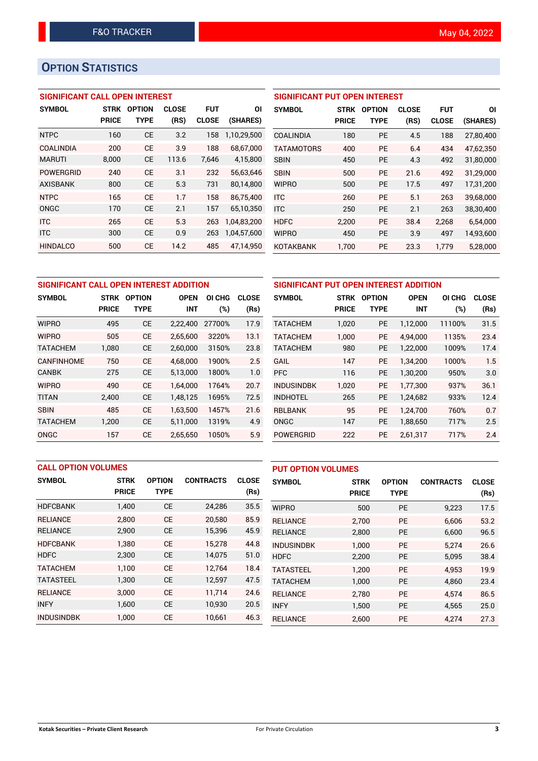## OPTION STATISTICS

### SIGNIFICANT CALL OPEN INTEREST

| SYMBOL | STRK PRICE | OPTION TYPE | CLOSE (RS) | FUT CLOSE | OI (SHARES) |
|---|---|---|---|---|---|
| NTPC | 160 | CE | 3.2 | 158 | 1,10,29,500 |
| COALINDIA | 200 | CE | 3.9 | 188 | 68,67,000 |
| MARUTI | 8,000 | CE | 113.6 | 7,646 | 4,15,800 |
| POWERGRID | 240 | CE | 3.1 | 232 | 56,63,646 |
| AXISBANK | 800 | CE | 5.3 | 731 | 80,14,800 |
| NTPC | 165 | CE | 1.7 | 158 | 86,75,400 |
| ONGC | 170 | CE | 2.1 | 157 | 65,10,350 |
| ITC | 265 | CE | 5.3 | 263 | 1,04,83,200 |
| ITC | 300 | CE | 0.9 | 263 | 1,04,57,600 |
| HINDALCO | 500 | CE | 14.2 | 485 | 47,14,950 |

### SIGNIFICANT PUT OPEN INTEREST

| SYMBOL | STRK PRICE | OPTION TYPE | CLOSE (RS) | FUT CLOSE | OI (SHARES) |
|---|---|---|---|---|---|
| COALINDIA | 180 | PE | 4.5 | 188 | 27,80,400 |
| TATAMOTORS | 400 | PE | 6.4 | 434 | 47,62,350 |
| SBIN | 450 | PE | 4.3 | 492 | 31,80,000 |
| SBIN | 500 | PE | 21.6 | 492 | 31,29,000 |
| WIPRO | 500 | PE | 17.5 | 497 | 17,31,200 |
| ITC | 260 | PE | 5.1 | 263 | 39,68,000 |
| ITC | 250 | PE | 2.1 | 263 | 38,30,400 |
| HDFC | 2,200 | PE | 38.4 | 2,268 | 6,54,000 |
| WIPRO | 450 | PE | 3.9 | 497 | 14,93,600 |
| KOTAKBANK | 1,700 | PE | 23.3 | 1,779 | 5,28,000 |

### SIGNIFICANT CALL OPEN INTEREST ADDITION

| SYMBOL | STRK PRICE | OPTION TYPE | OPEN INT | OI CHG (%) | CLOSE (Rs) |
|---|---|---|---|---|---|
| WIPRO | 495 | CE | 2,22,400 | 27700% | 17.9 |
| WIPRO | 505 | CE | 2,65,600 | 3220% | 13.1 |
| TATACHEM | 1,080 | CE | 2,60,000 | 3150% | 23.8 |
| CANFINHOME | 750 | CE | 4,68,000 | 1900% | 2.5 |
| CANBK | 275 | CE | 5,13,000 | 1800% | 1.0 |
| WIPRO | 490 | CE | 1,64,000 | 1764% | 20.7 |
| TITAN | 2,400 | CE | 1,48,125 | 1695% | 72.5 |
| SBIN | 485 | CE | 1,63,500 | 1457% | 21.6 |
| TATACHEM | 1,200 | CE | 5,11,000 | 1319% | 4.9 |
| ONGC | 157 | CE | 2,65,650 | 1050% | 5.9 |

### SIGNIFICANT PUT OPEN INTEREST ADDITION

| SYMBOL | STRK PRICE | OPTION TYPE | OPEN INT | OI CHG (%) | CLOSE (Rs) |
|---|---|---|---|---|---|
| TATACHEM | 1,020 | PE | 1,12,000 | 11100% | 31.5 |
| TATACHEM | 1,000 | PE | 4,94,000 | 1135% | 23.4 |
| TATACHEM | 980 | PE | 1,22,000 | 1009% | 17.4 |
| GAIL | 147 | PE | 1,34,200 | 1000% | 1.5 |
| PFC | 116 | PE | 1,30,200 | 950% | 3.0 |
| INDUSINDBK | 1,020 | PE | 1,77,300 | 937% | 36.1 |
| INDHOTEL | 265 | PE | 1,24,682 | 933% | 12.4 |
| RBLBANK | 95 | PE | 1,24,700 | 760% | 0.7 |
| ONGC | 147 | PE | 1,88,650 | 717% | 2.5 |
| POWERGRID | 222 | PE | 2,61,317 | 717% | 2.4 |

### CALL OPTION VOLUMES

| SYMBOL | STRK PRICE | OPTION TYPE | CONTRACTS | CLOSE (Rs) |
|---|---|---|---|---|
| HDFCBANK | 1,400 | CE | 24,286 | 35.5 |
| RELIANCE | 2,800 | CE | 20,580 | 85.9 |
| RELIANCE | 2,900 | CE | 15,396 | 45.9 |
| HDFCBANK | 1,380 | CE | 15,278 | 44.8 |
| HDFC | 2,300 | CE | 14,075 | 51.0 |
| TATACHEM | 1,100 | CE | 12,764 | 18.4 |
| TATASTEEL | 1,300 | CE | 12,597 | 47.5 |
| RELIANCE | 3,000 | CE | 11,714 | 24.6 |
| INFY | 1,600 | CE | 10,930 | 20.5 |
| INDUSINDBK | 1,000 | CE | 10,661 | 46.3 |

### PUT OPTION VOLUMES

| SYMBOL | STRK PRICE | OPTION TYPE | CONTRACTS | CLOSE (Rs) |
|---|---|---|---|---|
| WIPRO | 500 | PE | 9,223 | 17.5 |
| RELIANCE | 2,700 | PE | 6,606 | 53.2 |
| RELIANCE | 2,800 | PE | 6,600 | 96.5 |
| INDUSINDBK | 1,000 | PE | 5,274 | 26.6 |
| HDFC | 2,200 | PE | 5,095 | 38.4 |
| TATASTEEL | 1,200 | PE | 4,953 | 19.9 |
| TATACHEM | 1,000 | PE | 4,860 | 23.4 |
| RELIANCE | 2,780 | PE | 4,574 | 86.5 |
| INFY | 1,500 | PE | 4,565 | 25.0 |
| RELIANCE | 2,600 | PE | 4,274 | 27.3 |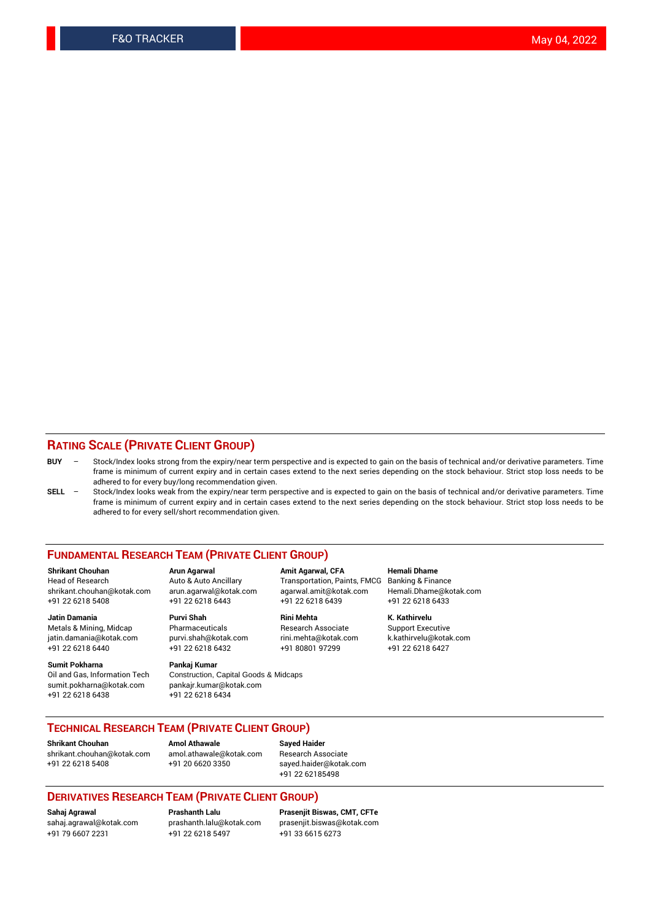## RATING SCALE (PRIVATE CLIENT GROUP)

**BUY** – Stock/Index looks strong from the expiry/near term perspective and is expected to gain on the basis of technical and/or derivative parameters. Time frame is minimum of current expiry and in certain cases extend to the next series depending on the stock behaviour. Strict stop loss needs to be adhered to for every buy/long recommendation given.

**SELL** – Stock/Index looks weak from the expiry/near term perspective and is expected to gain on the basis of technical and/or derivative parameters. Time frame is minimum of current expiry and in certain cases extend to the next series depending on the stock behaviour. Strict stop loss needs to be adhered to for every sell/short recommendation given.

## FUNDAMENTAL RESEARCH TEAM (PRIVATE CLIENT GROUP)

**Shrikant Chouhan**
Head of Research
shrikant.chouhan@kotak.com
+91 22 6218 5408

**Arun Agarwal**
Auto & Auto Ancillary
arun.agarwal@kotak.com
+91 22 6218 6443

**Amit Agarwal, CFA**
Transportation, Paints, FMCG
agarwal.amit@kotak.com
+91 22 6218 6439

**Hemali Dhame**
Banking & Finance
Hemali.Dhame@kotak.com
+91 22 6218 6433

**Jatin Damania**
Metals & Mining, Midcap
jatin.damania@kotak.com
+91 22 6218 6440

**Purvi Shah**
Pharmaceuticals
purvi.shah@kotak.com
+91 22 6218 6432

**Rini Mehta**
Research Associate
rini.mehta@kotak.com
+91 80801 97299

**K. Kathirvelu**
Support Executive
k.kathirvelu@kotak.com
+91 22 6218 6427

**Sumit Pokharna**
Oil and Gas, Information Tech
sumit.pokharna@kotak.com
+91 22 6218 6438

**Pankaj Kumar**
Construction, Capital Goods & Midcaps
pankajr.kumar@kotak.com
+91 22 6218 6434

## TECHNICAL RESEARCH TEAM (PRIVATE CLIENT GROUP)

**Shrikant Chouhan**
shrikant.chouhan@kotak.com
+91 22 6218 5408

**Amol Athawale**
amol.athawale@kotak.com
+91 20 6620 3350

**Sayed Haider**
Research Associate
sayed.haider@kotak.com
+91 22 62185498

## DERIVATIVES RESEARCH TEAM (PRIVATE CLIENT GROUP)

**Sahaj Agrawal**
sahaj.agrawal@kotak.com
+91 79 6607 2231

**Prashanth Lalu**
prashanth.lalu@kotak.com
+91 22 6218 5497

**Prasenjit Biswas, CMT, CFTe**
prasenjit.biswas@kotak.com
+91 33 6615 6273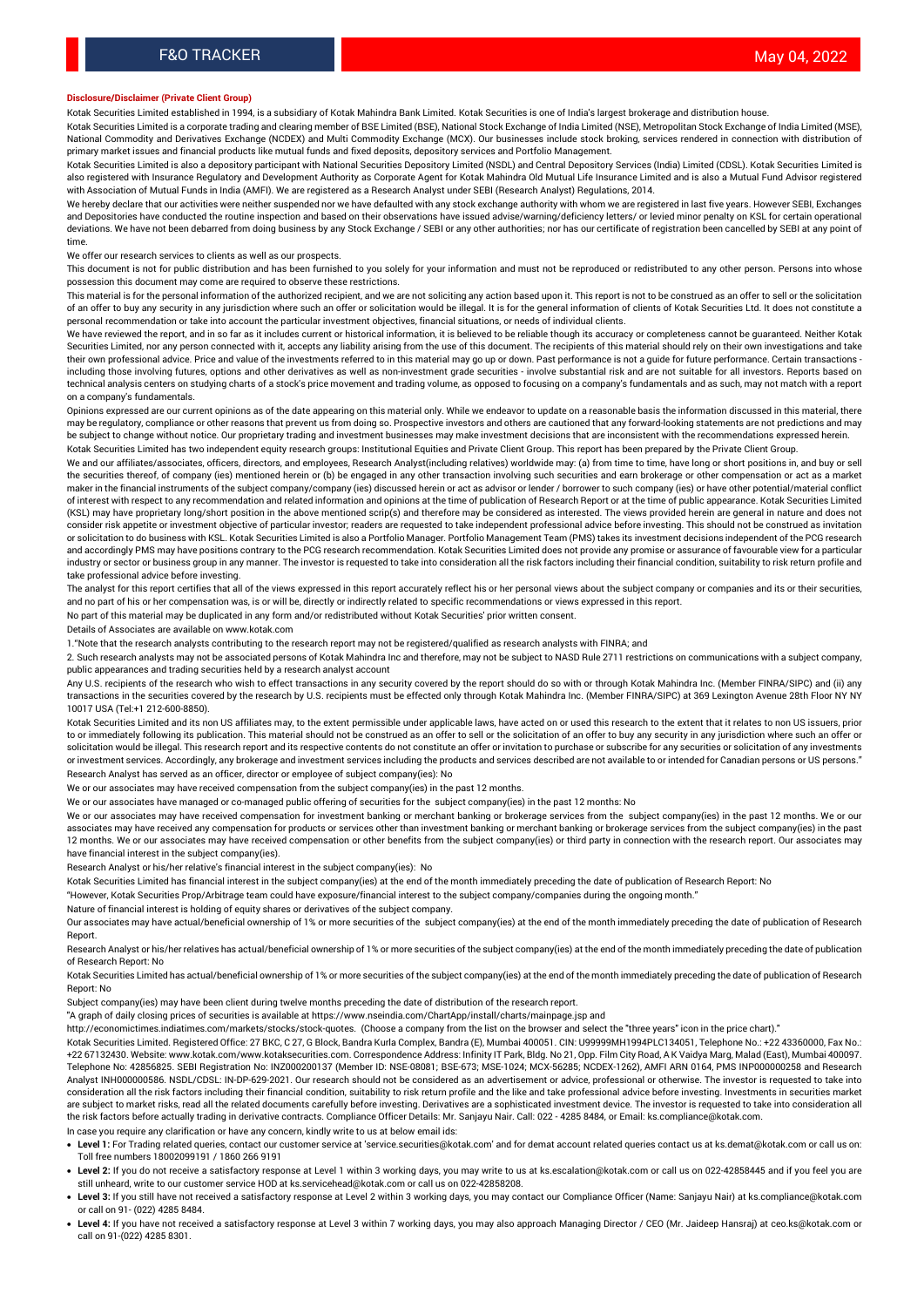### Disclosure/Disclaimer (Private Client Group)

Kotak Securities Limited established in 1994, is a subsidiary of Kotak Mahindra Bank Limited. Kotak Securities is one of India's largest brokerage and distribution house.

Kotak Securities Limited is a corporate trading and clearing member of BSE Limited (BSE), National Stock Exchange of India Limited (NSE), Metropolitan Stock Exchange of India Limited (MSE), National Commodity and Derivatives Exchange (NCDEX) and Multi Commodity Exchange (MCX). Our businesses include stock broking, services rendered in connection with distribution of primary market issues and financial products like mutual funds and fixed deposits, depository services and Portfolio Management.

Kotak Securities Limited is also a depository participant with National Securities Depository Limited (NSDL) and Central Depository Services (India) Limited (CDSL). Kotak Securities Limited is also registered with Insurance Regulatory and Development Authority as Corporate Agent for Kotak Mahindra Old Mutual Life Insurance Limited and is also a Mutual Fund Advisor registered with Association of Mutual Funds in India (AMFI). We are registered as a Research Analyst under SEBI (Research Analyst) Regulations, 2014.

We hereby declare that our activities were neither suspended nor we have defaulted with any stock exchange authority with whom we are registered in last five years. However SEBI, Exchanges and Depositories have conducted the routine inspection and based on their observations have issued advise/warning/deficiency letters/ or levied minor penalty on KSL for certain operational deviations. We have not been debarred from doing business by any Stock Exchange / SEBI or any other authorities; nor has our certificate of registration been cancelled by SEBI at any point of time.

We offer our research services to clients as well as our prospects.

This document is not for public distribution and has been furnished to you solely for your information and must not be reproduced or redistributed to any other person. Persons into whose possession this document may come are required to observe these restrictions.

This material is for the personal information of the authorized recipient, and we are not soliciting any action based upon it. This report is not to be construed as an offer to sell or the solicitation of an offer to buy any security in any jurisdiction where such an offer or solicitation would be illegal. It is for the general information of clients of Kotak Securities Ltd. It does not constitute a personal recommendation or take into account the particular investment objectives, financial situations, or needs of individual clients.

We have reviewed the report, and in so far as it includes current or historical information, it is believed to be reliable though its accuracy or completeness cannot be guaranteed. Neither Kotak Securities Limited, nor any person connected with it, accepts any liability arising from the use of this document. The recipients of this material should rely on their own investigations and take their own professional advice. Price and value of the investments referred to in this material may go up or down. Past performance is not a guide for future performance. Certain transactions - including those involving futures, options and other derivatives as well as non-investment grade securities - involve substantial risk and are not suitable for all investors. Reports based on technical analysis centers on studying charts of a stock's price movement and trading volume, as opposed to focusing on a company's fundamentals and as such, may not match with a report on a company's fundamentals.

Opinions expressed are our current opinions as of the date appearing on this material only. While we endeavor to update on a reasonable basis the information discussed in this material, there may be regulatory, compliance or other reasons that prevent us from doing so. Prospective investors and others are cautioned that any forward-looking statements are not predictions and may be subject to change without notice. Our proprietary trading and investment businesses may make investment decisions that are inconsistent with the recommendations expressed herein.

Kotak Securities Limited has two independent equity research groups: Institutional Equities and Private Client Group. This report has been prepared by the Private Client Group.

We and our affiliates/associates, officers, directors, and employees, Research Analyst(including relatives) worldwide may: (a) from time to time, have long or short positions in, and buy or sell the securities thereof, of company (ies) mentioned herein or (b) be engaged in any other transaction involving such securities and earn brokerage or other compensation or act as a market maker in the financial instruments of the subject company/company (ies) discussed herein or act as advisor or lender / borrower to such company (ies) or have other potential/material conflict of interest with respect to any recommendation and related information and opinions at the time of publication of Research Report or at the time of public appearance. Kotak Securities Limited (KSL) may have proprietary long/short position in the above mentioned scrip(s) and therefore may be considered as interested. The views provided herein are general in nature and does not consider risk appetite or investment objective of particular investor; readers are requested to take independent professional advice before investing. This should not be construed as invitation or solicitation to do business with KSL. Kotak Securities Limited is also a Portfolio Manager. Portfolio Management Team (PMS) takes its investment decisions independent of the PCG research and accordingly PMS may have positions contrary to the PCG research recommendation. Kotak Securities Limited does not provide any promise or assurance of favourable view for a particular industry or sector or business group in any manner. The investor is requested to take into consideration all the risk factors including their financial condition, suitability to risk return profile and take professional advice before investing.

The analyst for this report certifies that all of the views expressed in this report accurately reflect his or her personal views about the subject company or companies and its or their securities, and no part of his or her compensation was, is or will be, directly or indirectly related to specific recommendations or views expressed in this report.

No part of this material may be duplicated in any form and/or redistributed without Kotak Securities' prior written consent.

Details of Associates are available on www.kotak.com

1."Note that the research analysts contributing to the research report may not be registered/qualified as research analysts with FINRA; and

2. Such research analysts may not be associated persons of Kotak Mahindra Inc and therefore, may not be subject to NASD Rule 2711 restrictions on communications with a subject company, public appearances and trading securities held by a research analyst account

Any U.S. recipients of the research who wish to effect transactions in any security covered by the report should do so with or through Kotak Mahindra Inc. (Member FINRA/SIPC) and (ii) any transactions in the securities covered by the research by U.S. recipients must be effected only through Kotak Mahindra Inc. (Member FINRA/SIPC) at 369 Lexington Avenue 28th Floor NY NY 10017 USA (Tel:+1 212-600-8850).

Kotak Securities Limited and its non US affiliates may, to the extent permissible under applicable laws, have acted on or used this research to the extent that it relates to non US issuers, prior to or immediately following its publication. This material should not be construed as an offer to sell or the solicitation of an offer to buy any security in any jurisdiction where such an offer or solicitation would be illegal. This research report and its respective contents do not constitute an offer or invitation to purchase or subscribe for any securities or solicitation of any investments or investment services. Accordingly, any brokerage and investment services including the products and services described are not available to or intended for Canadian persons or US persons."

Research Analyst has served as an officer, director or employee of subject company(ies): No

We or our associates may have received compensation from the subject company(ies) in the past 12 months.

We or our associates have managed or co-managed public offering of securities for the subject company(ies) in the past 12 months: No

We or our associates may have received compensation for investment banking or merchant banking or brokerage services from the subject company(ies) in the past 12 months. We or our associates may have received any compensation for products or services other than investment banking or merchant banking or brokerage services from the subject company(ies) in the past 12 months. We or our associates may have received compensation or other benefits from the subject company(ies) or third party in connection with the research report. Our associates may have financial interest in the subject company(ies).

Research Analyst or his/her relative's financial interest in the subject company(ies): No

Kotak Securities Limited has financial interest in the subject company(ies) at the end of the month immediately preceding the date of publication of Research Report: No

"However, Kotak Securities Prop/Arbitrage team could have exposure/financial interest to the subject company/companies during the ongoing month."

Nature of financial interest is holding of equity shares or derivatives of the subject company.

Our associates may have actual/beneficial ownership of 1% or more securities of the subject company(ies) at the end of the month immediately preceding the date of publication of Research Report.

Research Analyst or his/her relatives has actual/beneficial ownership of 1% or more securities of the subject company(ies) at the end of the month immediately preceding the date of publication of Research Report: No

Kotak Securities Limited has actual/beneficial ownership of 1% or more securities of the subject company(ies) at the end of the month immediately preceding the date of publication of Research Report: No

Subject company(ies) may have been client during twelve months preceding the date of distribution of the research report.

"A graph of daily closing prices of securities is available at https://www.nseindia.com/ChartApp/install/charts/mainpage.jsp and

http://economictimes.indiatimes.com/markets/stocks/stock-quotes. (Choose a company from the list on the browser and select the "three years" icon in the price chart)."

Kotak Securities Limited. Registered Office: 27 BKC, C 27, G Block, Bandra Kurla Complex, Bandra (E), Mumbai 400051. CIN: U99999MH1994PLC134051, Telephone No.: +22 43360000, Fax No.: +22 67132430. Website: www.kotak.com/www.kotaksecurities.com. Correspondence Address: Infinity IT Park, Bldg. No 21, Opp. Film City Road, A K Vaidya Marg, Malad (East), Mumbai 400097. Telephone No: 42856825. SEBI Registration No: INZ000200137 (Member ID: NSE-08081; BSE-673; MSE-1024; MCX-56285; NCDEX-1262), AMFI ARN 0164, PMS INP000000258 and Research Analyst INH000000586. NSDL/CDSL: IN-DP-629-2021. Our research should not be considered as an advertisement or advice, professional or otherwise. The investor is requested to take into consideration all the risk factors including their financial condition, suitability to risk return profile and the like and take professional advice before investing. Investments in securities market are subject to market risks, read all the related documents carefully before investing. Derivatives are a sophisticated investment device. The investor is requested to take into consideration all the risk factors before actually trading in derivative contracts. Compliance Officer Details: Mr. Sanjayu Nair. Call: 022 - 4285 8484, or Email: ks.compliance@kotak.com.

In case you require any clarification or have any concern, kindly write to us at below email ids:

- **Level 1:** For Trading related queries, contact our customer service at 'service.securities@kotak.com' and for demat account related queries contact us at ks.demat@kotak.com or call us on: Toll free numbers 18002099191 / 1860 266 9191
- **Level 2:** If you do not receive a satisfactory response at Level 1 within 3 working days, you may write to us at ks.escalation@kotak.com or call us on 022-42858445 and if you feel you are still unheard, write to our customer service HOD at ks.servicehead@kotak.com or call us on 022-42858208.
- **Level 3:** If you still have not received a satisfactory response at Level 2 within 3 working days, you may contact our Compliance Officer (Name: Sanjayu Nair) at ks.compliance@kotak.com or call on 91- (022) 4285 8484.
- **Level 4:** If you have not received a satisfactory response at Level 3 within 7 working days, you may also approach Managing Director / CEO (Mr. Jaideep Hansraj) at ceo.ks@kotak.com or call on 91-(022) 4285 8301.